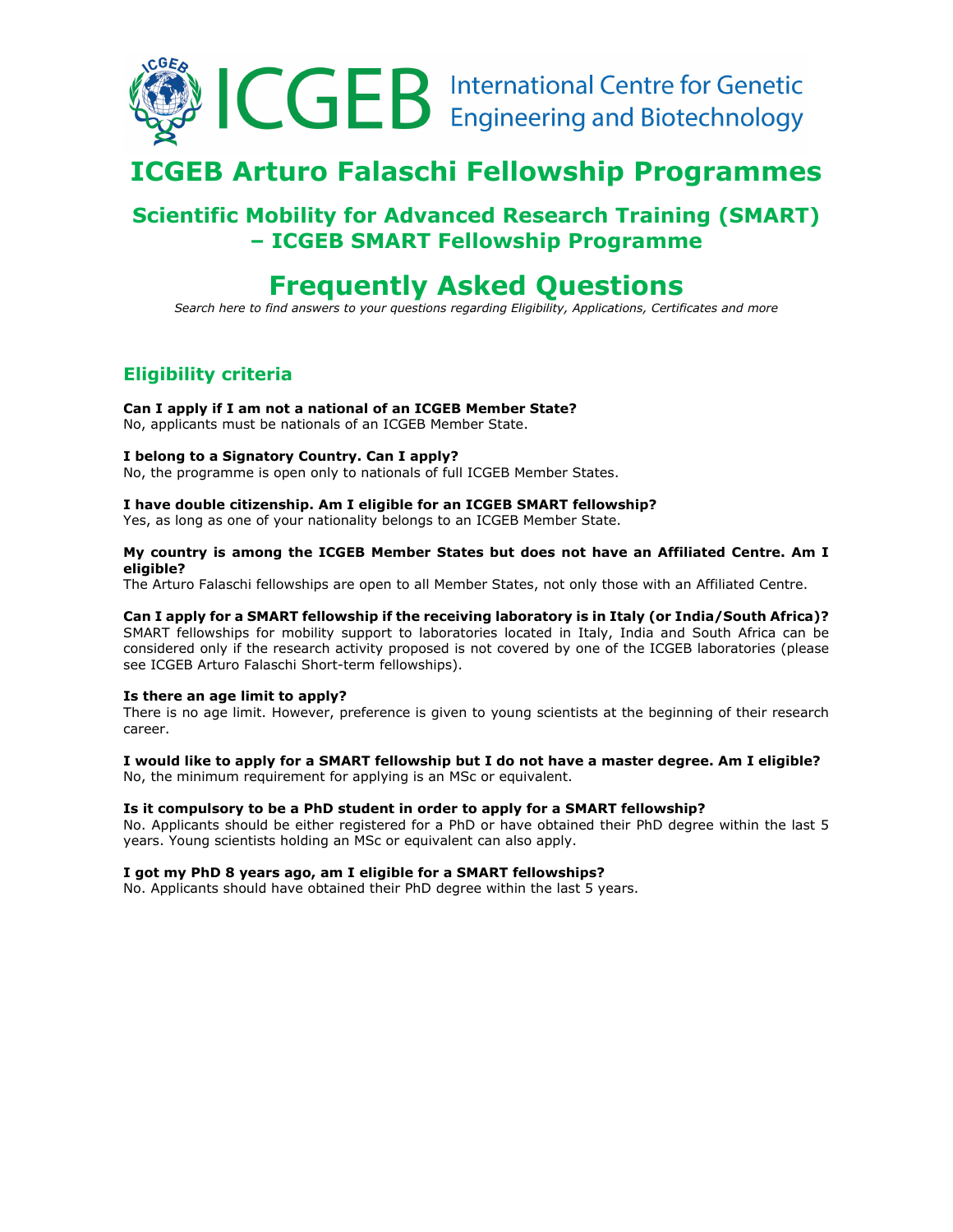ICGEB International Centre for Genetic Engineering and Biotechnology

# ICGEB Arturo Falaschi Fellowship Programmes

## Scientific Mobility for Advanced Research Training (SMART) – ICGEB SMART Fellowship Programme

# Frequently Asked Questions

*Search here to find answers to your questions regarding Eligibility, Applications, Certificates and more*

## Eligibility criteria

**Can I apply if I am not a national of an ICGEB Member State?**
No, applicants must be nationals of an ICGEB Member State.

**I belong to a Signatory Country. Can I apply?**
No, the programme is open only to nationals of full ICGEB Member States.

**I have double citizenship. Am I eligible for an ICGEB SMART fellowship?**
Yes, as long as one of your nationality belongs to an ICGEB Member State.

**My country is among the ICGEB Member States but does not have an Affiliated Centre. Am I eligible?**
The Arturo Falaschi fellowships are open to all Member States, not only those with an Affiliated Centre.

**Can I apply for a SMART fellowship if the receiving laboratory is in Italy (or India/South Africa)?**
SMART fellowships for mobility support to laboratories located in Italy, India and South Africa can be considered only if the research activity proposed is not covered by one of the ICGEB laboratories (please see ICGEB Arturo Falaschi Short-term fellowships).

**Is there an age limit to apply?**
There is no age limit. However, preference is given to young scientists at the beginning of their research career.

**I would like to apply for a SMART fellowship but I do not have a master degree. Am I eligible?**
No, the minimum requirement for applying is an MSc or equivalent.

**Is it compulsory to be a PhD student in order to apply for a SMART fellowship?**
No. Applicants should be either registered for a PhD or have obtained their PhD degree within the last 5 years. Young scientists holding an MSc or equivalent can also apply.

**I got my PhD 8 years ago, am I eligible for a SMART fellowships?**
No. Applicants should have obtained their PhD degree within the last 5 years.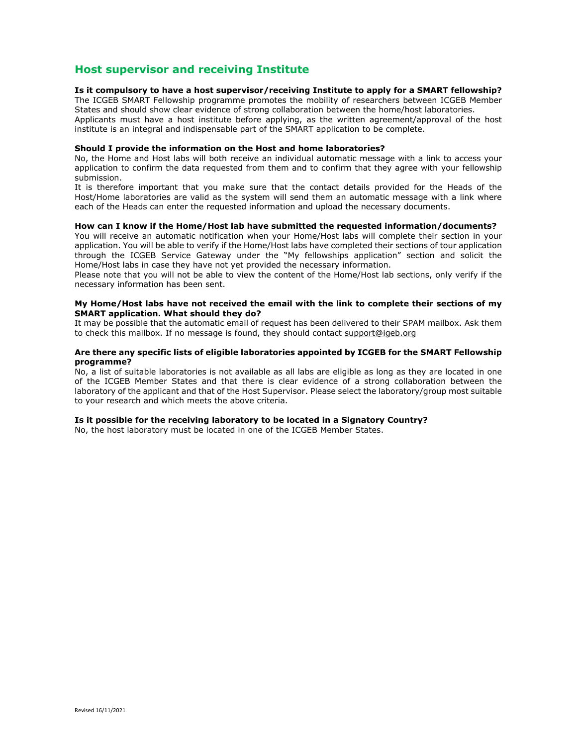## Host supervisor and receiving Institute

**Is it compulsory to have a host supervisor/receiving Institute to apply for a SMART fellowship?**

The ICGEB SMART Fellowship programme promotes the mobility of researchers between ICGEB Member States and should show clear evidence of strong collaboration between the home/host laboratories.

Applicants must have a host institute before applying, as the written agreement/approval of the host institute is an integral and indispensable part of the SMART application to be complete.

**Should I provide the information on the Host and home laboratories?**

No, the Home and Host labs will both receive an individual automatic message with a link to access your application to confirm the data requested from them and to confirm that they agree with your fellowship submission.

It is therefore important that you make sure that the contact details provided for the Heads of the Host/Home laboratories are valid as the system will send them an automatic message with a link where each of the Heads can enter the requested information and upload the necessary documents.

**How can I know if the Home/Host lab have submitted the requested information/documents?**

You will receive an automatic notification when your Home/Host labs will complete their section in your application. You will be able to verify if the Home/Host labs have completed their sections of tour application through the ICGEB Service Gateway under the "My fellowships application" section and solicit the Home/Host labs in case they have not yet provided the necessary information.

Please note that you will not be able to view the content of the Home/Host lab sections, only verify if the necessary information has been sent.

**My Home/Host labs have not received the email with the link to complete their sections of my SMART application. What should they do?**

It may be possible that the automatic email of request has been delivered to their SPAM mailbox. Ask them to check this mailbox. If no message is found, they should contact support@igeb.org

**Are there any specific lists of eligible laboratories appointed by ICGEB for the SMART Fellowship programme?**

No, a list of suitable laboratories is not available as all labs are eligible as long as they are located in one of the ICGEB Member States and that there is clear evidence of a strong collaboration between the laboratory of the applicant and that of the Host Supervisor. Please select the laboratory/group most suitable to your research and which meets the above criteria.

**Is it possible for the receiving laboratory to be located in a Signatory Country?**

No, the host laboratory must be located in one of the ICGEB Member States.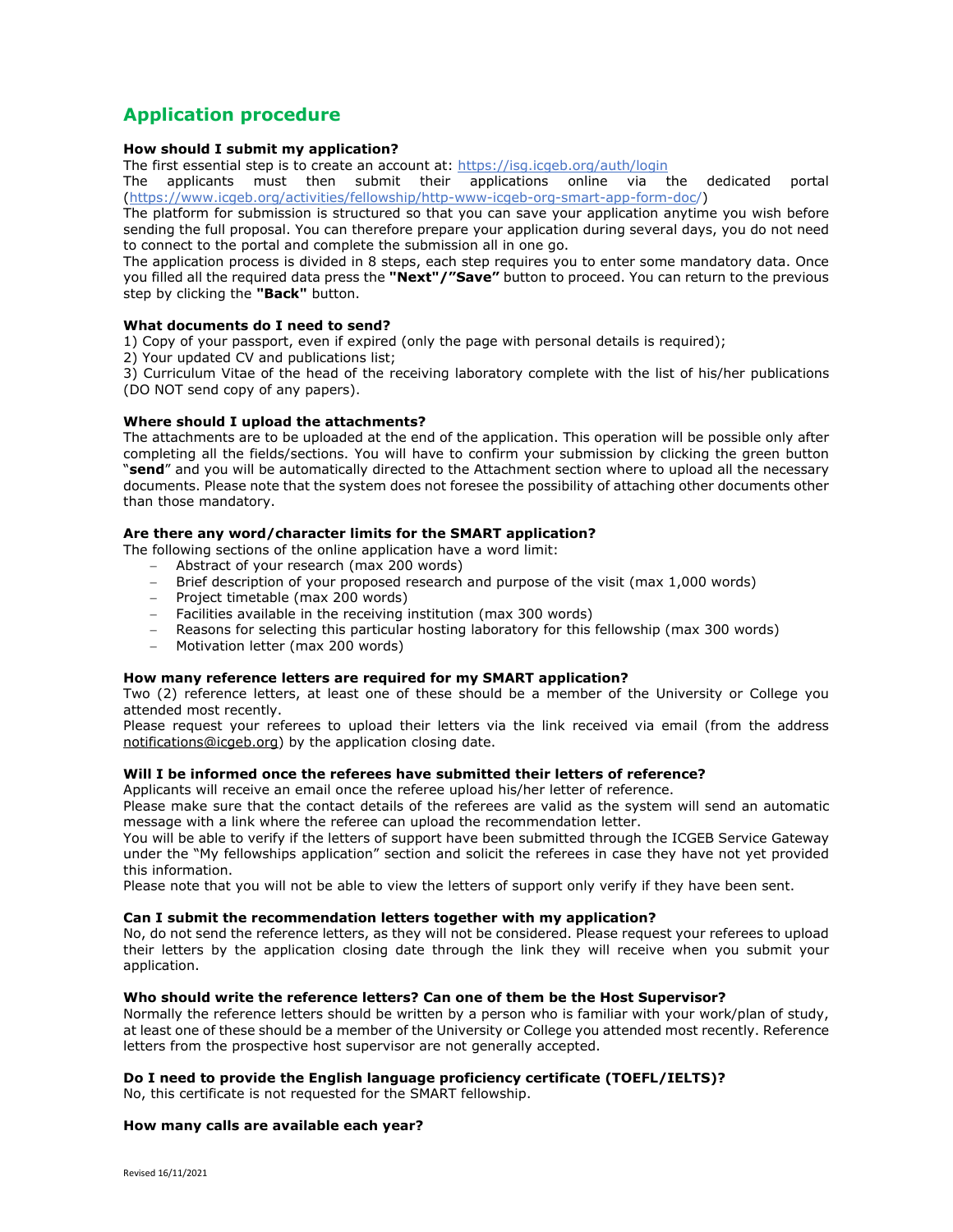## Application procedure

**How should I submit my application?**

The first essential step is to create an account at: https://isg.icgeb.org/auth/login

The applicants must then submit their applications online via the dedicated portal (https://www.icgeb.org/activities/fellowship/http-www-icgeb-org-smart-app-form-doc/)

The platform for submission is structured so that you can save your application anytime you wish before sending the full proposal. You can therefore prepare your application during several days, you do not need to connect to the portal and complete the submission all in one go.

The application process is divided in 8 steps, each step requires you to enter some mandatory data. Once you filled all the required data press the **"Next"/"Save"** button to proceed. You can return to the previous step by clicking the **"Back"** button.

**What documents do I need to send?**

1) Copy of your passport, even if expired (only the page with personal details is required);
2) Your updated CV and publications list;
3) Curriculum Vitae of the head of the receiving laboratory complete with the list of his/her publications (DO NOT send copy of any papers).

**Where should I upload the attachments?**

The attachments are to be uploaded at the end of the application. This operation will be possible only after completing all the fields/sections. You will have to confirm your submission by clicking the green button "**send**" and you will be automatically directed to the Attachment section where to upload all the necessary documents. Please note that the system does not foresee the possibility of attaching other documents other than those mandatory.

**Are there any word/character limits for the SMART application?**

The following sections of the online application have a word limit:

- Abstract of your research (max 200 words)
- Brief description of your proposed research and purpose of the visit (max 1,000 words)
- Project timetable (max 200 words)
- Facilities available in the receiving institution (max 300 words)
- Reasons for selecting this particular hosting laboratory for this fellowship (max 300 words)
- Motivation letter (max 200 words)

**How many reference letters are required for my SMART application?**

Two (2) reference letters, at least one of these should be a member of the University or College you attended most recently.

Please request your referees to upload their letters via the link received via email (from the address notifications@icgeb.org) by the application closing date.

**Will I be informed once the referees have submitted their letters of reference?**

Applicants will receive an email once the referee upload his/her letter of reference.

Please make sure that the contact details of the referees are valid as the system will send an automatic message with a link where the referee can upload the recommendation letter.

You will be able to verify if the letters of support have been submitted through the ICGEB Service Gateway under the "My fellowships application" section and solicit the referees in case they have not yet provided this information.

Please note that you will not be able to view the letters of support only verify if they have been sent.

**Can I submit the recommendation letters together with my application?**

No, do not send the reference letters, as they will not be considered. Please request your referees to upload their letters by the application closing date through the link they will receive when you submit your application.

**Who should write the reference letters? Can one of them be the Host Supervisor?**

Normally the reference letters should be written by a person who is familiar with your work/plan of study, at least one of these should be a member of the University or College you attended most recently. Reference letters from the prospective host supervisor are not generally accepted.

**Do I need to provide the English language proficiency certificate (TOEFL/IELTS)?**

No, this certificate is not requested for the SMART fellowship.

**How many calls are available each year?**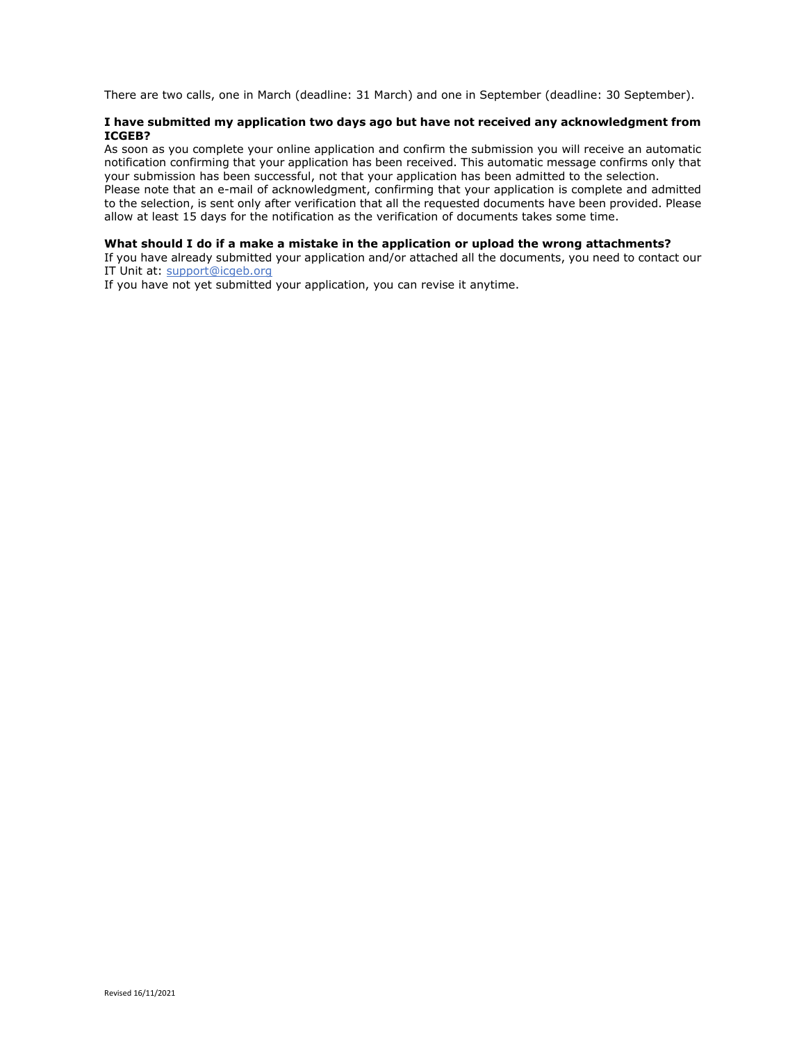There are two calls, one in March (deadline: 31 March) and one in September (deadline: 30 September).

**I have submitted my application two days ago but have not received any acknowledgment from ICGEB?**

As soon as you complete your online application and confirm the submission you will receive an automatic notification confirming that your application has been received. This automatic message confirms only that your submission has been successful, not that your application has been admitted to the selection.

Please note that an e-mail of acknowledgment, confirming that your application is complete and admitted to the selection, is sent only after verification that all the requested documents have been provided. Please allow at least 15 days for the notification as the verification of documents takes some time.

**What should I do if a make a mistake in the application or upload the wrong attachments?**

If you have already submitted your application and/or attached all the documents, you need to contact our IT Unit at: [support@icgeb.org](mailto:support@icgeb.org)

If you have not yet submitted your application, you can revise it anytime.

Revised 16/11/2021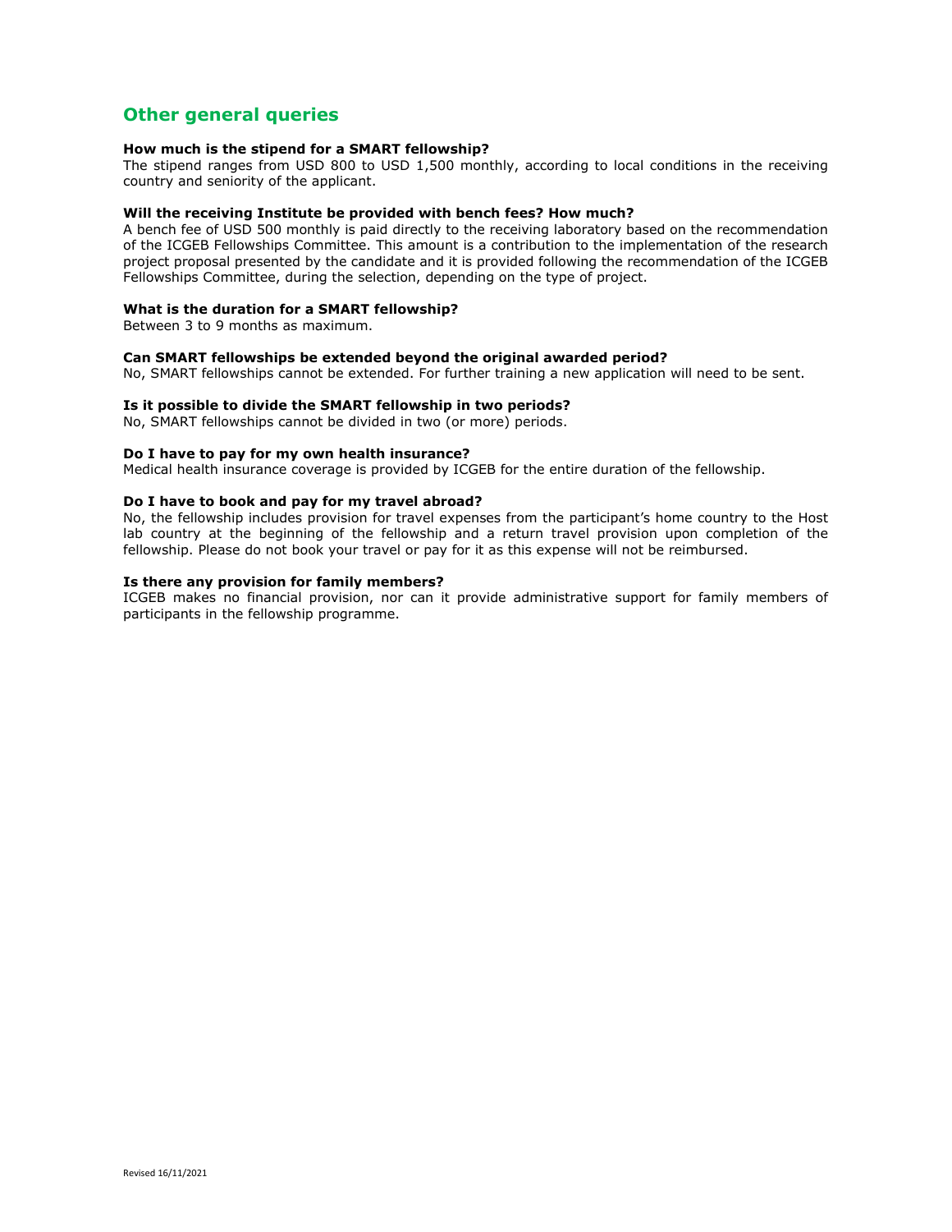## Other general queries

**How much is the stipend for a SMART fellowship?**
The stipend ranges from USD 800 to USD 1,500 monthly, according to local conditions in the receiving country and seniority of the applicant.

**Will the receiving Institute be provided with bench fees? How much?**
A bench fee of USD 500 monthly is paid directly to the receiving laboratory based on the recommendation of the ICGEB Fellowships Committee. This amount is a contribution to the implementation of the research project proposal presented by the candidate and it is provided following the recommendation of the ICGEB Fellowships Committee, during the selection, depending on the type of project.

**What is the duration for a SMART fellowship?**
Between 3 to 9 months as maximum.

**Can SMART fellowships be extended beyond the original awarded period?**
No, SMART fellowships cannot be extended. For further training a new application will need to be sent.

**Is it possible to divide the SMART fellowship in two periods?**
No, SMART fellowships cannot be divided in two (or more) periods.

**Do I have to pay for my own health insurance?**
Medical health insurance coverage is provided by ICGEB for the entire duration of the fellowship.

**Do I have to book and pay for my travel abroad?**
No, the fellowship includes provision for travel expenses from the participant's home country to the Host lab country at the beginning of the fellowship and a return travel provision upon completion of the fellowship. Please do not book your travel or pay for it as this expense will not be reimbursed.

**Is there any provision for family members?**
ICGEB makes no financial provision, nor can it provide administrative support for family members of participants in the fellowship programme.

Revised 16/11/2021